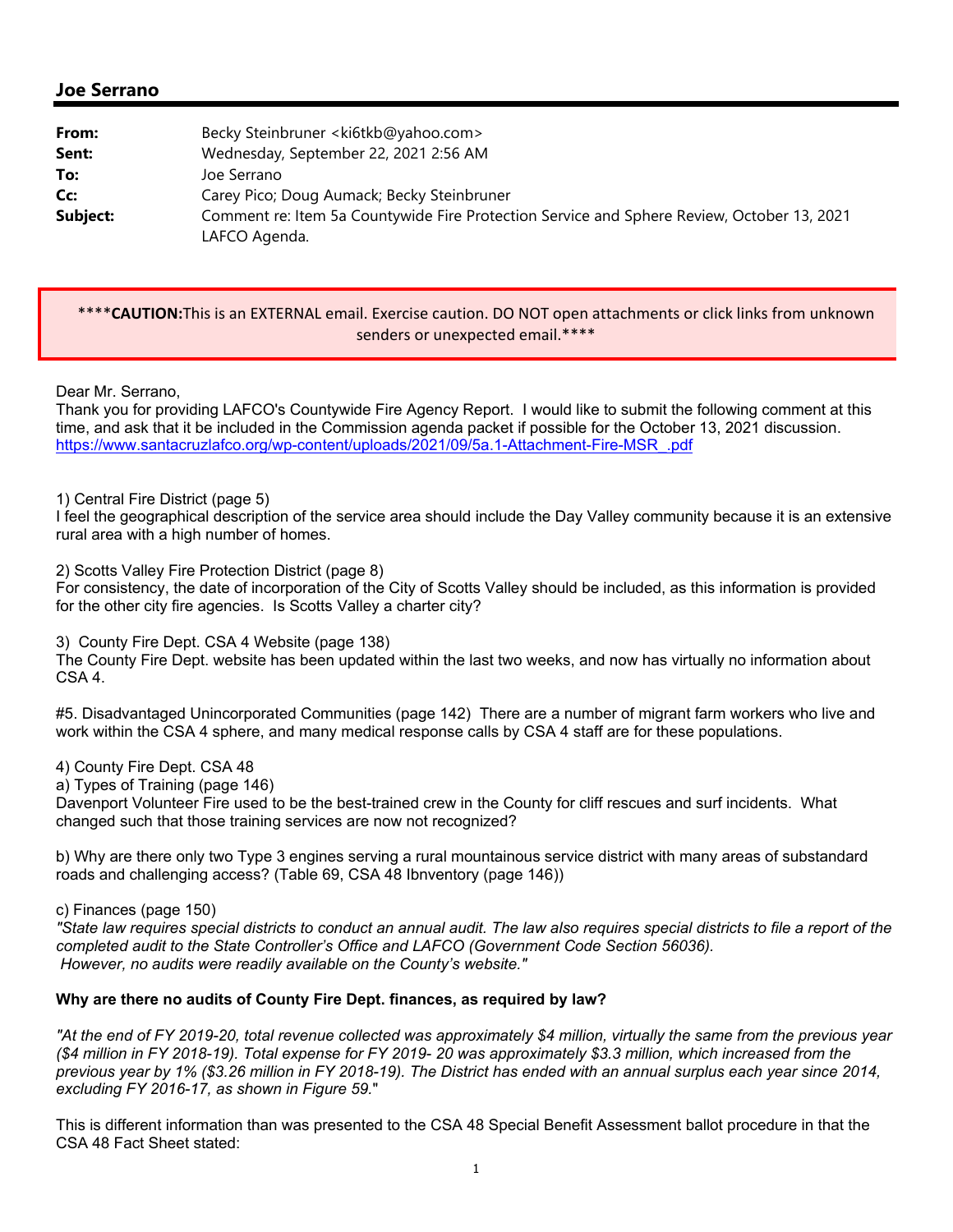## Joe Serrano

| | |
|---|---|
| **From:** | Becky Steinbruner <ki6tkb@yahoo.com> |
| **Sent:** | Wednesday, September 22, 2021 2:56 AM |
| **To:** | Joe Serrano |
| **Cc:** | Carey Pico; Doug Aumack; Becky Steinbruner |
| **Subject:** | Comment re: Item 5a Countywide Fire Protection Service and Sphere Review, October 13, 2021 LAFCO Agenda. |

****CAUTION:This is an EXTERNAL email. Exercise caution. DO NOT open attachments or click links from unknown senders or unexpected email.****

Dear Mr. Serrano,

Thank you for providing LAFCO's Countywide Fire Agency Report. I would like to submit the following comment at this time, and ask that it be included in the Commission agenda packet if possible for the October 13, 2021 discussion.
https://www.santacruzlafco.org/wp-content/uploads/2021/09/5a.1-Attachment-Fire-MSR_.pdf

1) Central Fire District (page 5)
I feel the geographical description of the service area should include the Day Valley community because it is an extensive rural area with a high number of homes.

2) Scotts Valley Fire Protection District (page 8)
For consistency, the date of incorporation of the City of Scotts Valley should be included, as this information is provided for the other city fire agencies. Is Scotts Valley a charter city?

3) County Fire Dept. CSA 4 Website (page 138)
The County Fire Dept. website has been updated within the last two weeks, and now has virtually no information about CSA 4.

#5. Disadvantaged Unincorporated Communities (page 142) There are a number of migrant farm workers who live and work within the CSA 4 sphere, and many medical response calls by CSA 4 staff are for these populations.

4) County Fire Dept. CSA 48
a) Types of Training (page 146)
Davenport Volunteer Fire used to be the best-trained crew in the County for cliff rescues and surf incidents. What changed such that those training services are now not recognized?

b) Why are there only two Type 3 engines serving a rural mountainous service district with many areas of substandard roads and challenging access? (Table 69, CSA 48 Ibnventory (page 146))

c) Finances (page 150)
*"State law requires special districts to conduct an annual audit. The law also requires special districts to file a report of the completed audit to the State Controller's Office and LAFCO (Government Code Section 56036). However, no audits were readily available on the County's website."*

**Why are there no audits of County Fire Dept. finances, as required by law?**

*"At the end of FY 2019-20, total revenue collected was approximately $4 million, virtually the same from the previous year ($4 million in FY 2018-19). Total expense for FY 2019- 20 was approximately $3.3 million, which increased from the previous year by 1% ($3.26 million in FY 2018-19). The District has ended with an annual surplus each year since 2014, excluding FY 2016-17, as shown in Figure 59."*

This is different information than was presented to the CSA 48 Special Benefit Assessment ballot procedure in that the CSA 48 Fact Sheet stated: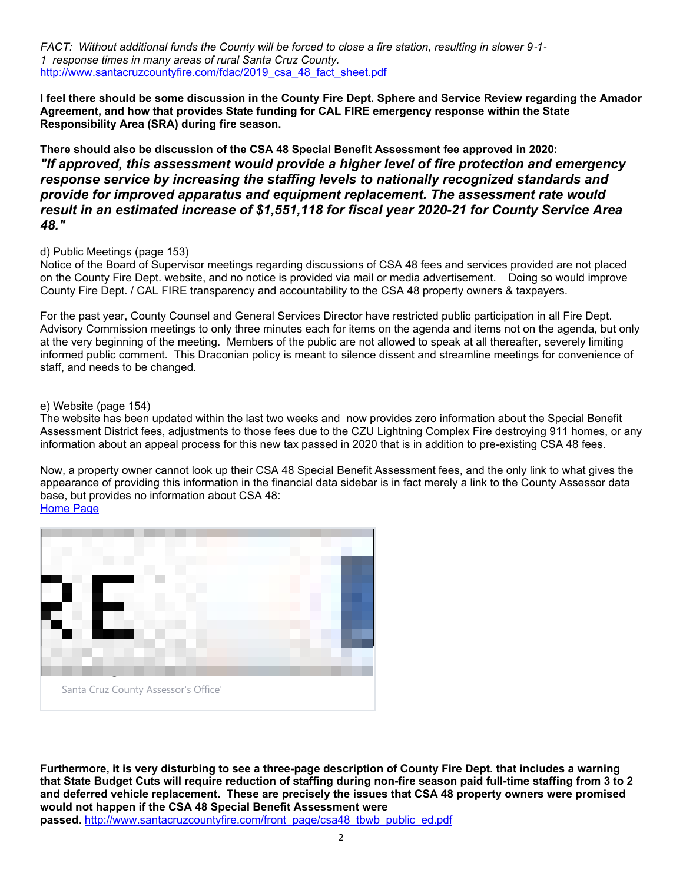*FACT: Without additional funds the County will be forced to close a fire station, resulting in slower 9-1-1 response times in many areas of rural Santa Cruz County.*
http://www.santacruzcountyfire.com/fdac/2019_csa_48_fact_sheet.pdf

**I feel there should be some discussion in the County Fire Dept. Sphere and Service Review regarding the Amador Agreement, and how that provides State funding for CAL FIRE emergency response within the State Responsibility Area (SRA) during fire season.**

**There should also be discussion of the CSA 48 Special Benefit Assessment fee approved in 2020:**
***"If approved, this assessment would provide a higher level of fire protection and emergency response service by increasing the staffing levels to nationally recognized standards and provide for improved apparatus and equipment replacement. The assessment rate would result in an estimated increase of $1,551,118 for fiscal year 2020-21 for County Service Area 48."***

d) Public Meetings (page 153)
Notice of the Board of Supervisor meetings regarding discussions of CSA 48 fees and services provided are not placed on the County Fire Dept. website, and no notice is provided via mail or media advertisement. Doing so would improve County Fire Dept. / CAL FIRE transparency and accountability to the CSA 48 property owners & taxpayers.

For the past year, County Counsel and General Services Director have restricted public participation in all Fire Dept. Advisory Commission meetings to only three minutes each for items on the agenda and items not on the agenda, but only at the very beginning of the meeting. Members of the public are not allowed to speak at all thereafter, severely limiting informed public comment. This Draconian policy is meant to silence dissent and streamline meetings for convenience of staff, and needs to be changed.

e) Website (page 154)
The website has been updated within the last two weeks and now provides zero information about the Special Benefit Assessment District fees, adjustments to those fees due to the CZU Lightning Complex Fire destroying 911 homes, or any information about an appeal process for this new tax passed in 2020 that is in addition to pre-existing CSA 48 fees.

Now, a property owner cannot look up their CSA 48 Special Benefit Assessment fees, and the only link to what gives the appearance of providing this information in the financial data sidebar is in fact merely a link to the County Assessor data base, but provides no information about CSA 48:
Home Page

Santa Cruz County Assessor's Office'

**Furthermore, it is very disturbing to see a three-page description of County Fire Dept. that includes a warning that State Budget Cuts will require reduction of staffing during non-fire season paid full-time staffing from 3 to 2 and deferred vehicle replacement. These are precisely the issues that CSA 48 property owners were promised would not happen if the CSA 48 Special Benefit Assessment were passed**. http://www.santacruzcountyfire.com/front_page/csa48_tbwb_public_ed.pdf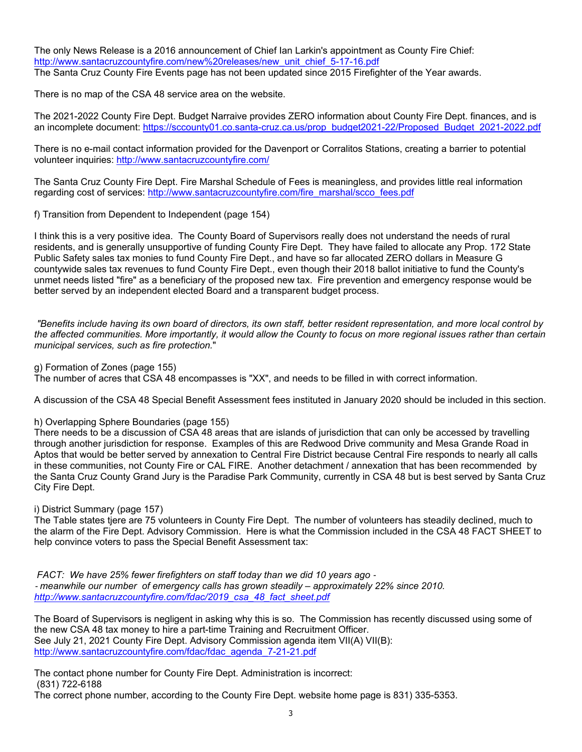The only News Release is a 2016 announcement of Chief Ian Larkin's appointment as County Fire Chief: http://www.santacruzcountyfire.com/new%20releases/new_unit_chief_5-17-16.pdf
The Santa Cruz County Fire Events page has not been updated since 2015 Firefighter of the Year awards.

There is no map of the CSA 48 service area on the website.

The 2021-2022 County Fire Dept. Budget Narraive provides ZERO information about County Fire Dept. finances, and is an incomplete document: https://sccounty01.co.santa-cruz.ca.us/prop_budget2021-22/Proposed_Budget_2021-2022.pdf

There is no e-mail contact information provided for the Davenport or Corralitos Stations, creating a barrier to potential volunteer inquiries: http://www.santacruzcountyfire.com/

The Santa Cruz County Fire Dept. Fire Marshal Schedule of Fees is meaningless, and provides little real information regarding cost of services: http://www.santacruzcountyfire.com/fire_marshal/scco_fees.pdf

f) Transition from Dependent to Independent (page 154)

I think this is a very positive idea. The County Board of Supervisors really does not understand the needs of rural residents, and is generally unsupportive of funding County Fire Dept. They have failed to allocate any Prop. 172 State Public Safety sales tax monies to fund County Fire Dept., and have so far allocated ZERO dollars in Measure G countywide sales tax revenues to fund County Fire Dept., even though their 2018 ballot initiative to fund the County's unmet needs listed "fire" as a beneficiary of the proposed new tax. Fire prevention and emergency response would be better served by an independent elected Board and a transparent budget process.

*"Benefits include having its own board of directors, its own staff, better resident representation, and more local control by the affected communities. More importantly, it would allow the County to focus on more regional issues rather than certain municipal services, such as fire protection."*

g) Formation of Zones (page 155)
The number of acres that CSA 48 encompasses is "XX", and needs to be filled in with correct information.

A discussion of the CSA 48 Special Benefit Assessment fees instituted in January 2020 should be included in this section.

h) Overlapping Sphere Boundaries (page 155)
There needs to be a discussion of CSA 48 areas that are islands of jurisdiction that can only be accessed by travelling through another jurisdiction for response. Examples of this are Redwood Drive community and Mesa Grande Road in Aptos that would be better served by annexation to Central Fire District because Central Fire responds to nearly all calls in these communities, not County Fire or CAL FIRE. Another detachment / annexation that has been recommended by the Santa Cruz County Grand Jury is the Paradise Park Community, currently in CSA 48 but is best served by Santa Cruz City Fire Dept.

i) District Summary (page 157)
The Table states tjere are 75 volunteers in County Fire Dept. The number of volunteers has steadily declined, much to the alarm of the Fire Dept. Advisory Commission. Here is what the Commission included in the CSA 48 FACT SHEET to help convince voters to pass the Special Benefit Assessment tax:

*FACT: We have 25% fewer firefighters on staff today than we did 10 years ago -
- meanwhile our number of emergency calls has grown steadily – approximately 22% since 2010.
http://www.santacruzcountyfire.com/fdac/2019_csa_48_fact_sheet.pdf*

The Board of Supervisors is negligent in asking why this is so. The Commission has recently discussed using some of the new CSA 48 tax money to hire a part-time Training and Recruitment Officer.
See July 21, 2021 County Fire Dept. Advisory Commission agenda item VII(A) VII(B):
http://www.santacruzcountyfire.com/fdac/fdac_agenda_7-21-21.pdf

The contact phone number for County Fire Dept. Administration is incorrect:
(831) 722-6188
The correct phone number, according to the County Fire Dept. website home page is 831) 335-5353.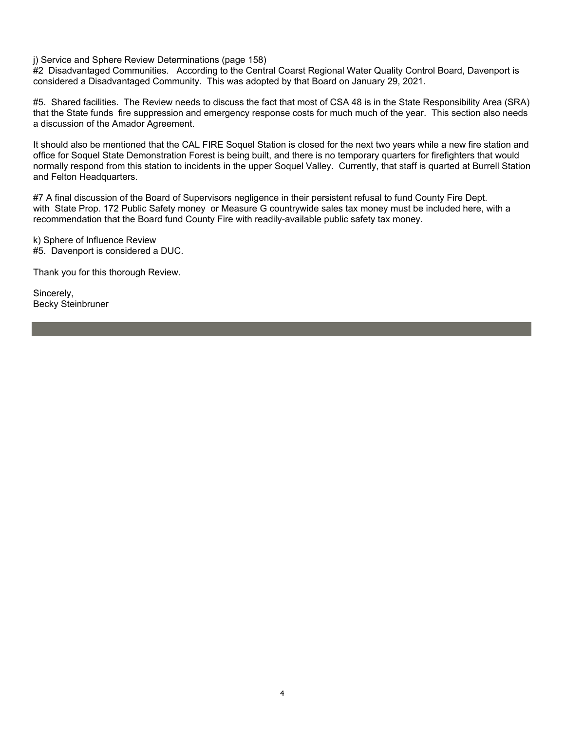j) Service and Sphere Review Determinations (page 158)
#2 Disadvantaged Communities. According to the Central Coarst Regional Water Quality Control Board, Davenport is considered a Disadvantaged Community. This was adopted by that Board on January 29, 2021.

#5. Shared facilities. The Review needs to discuss the fact that most of CSA 48 is in the State Responsibility Area (SRA) that the State funds fire suppression and emergency response costs for much much of the year. This section also needs a discussion of the Amador Agreement.

It should also be mentioned that the CAL FIRE Soquel Station is closed for the next two years while a new fire station and office for Soquel State Demonstration Forest is being built, and there is no temporary quarters for firefighters that would normally respond from this station to incidents in the upper Soquel Valley. Currently, that staff is quarted at Burrell Station and Felton Headquarters.

#7 A final discussion of the Board of Supervisors negligence in their persistent refusal to fund County Fire Dept. with State Prop. 172 Public Safety money or Measure G countrywide sales tax money must be included here, with a recommendation that the Board fund County Fire with readily-available public safety tax money.

k) Sphere of Influence Review
#5. Davenport is considered a DUC.

Thank you for this thorough Review.

Sincerely,
Becky Steinbruner